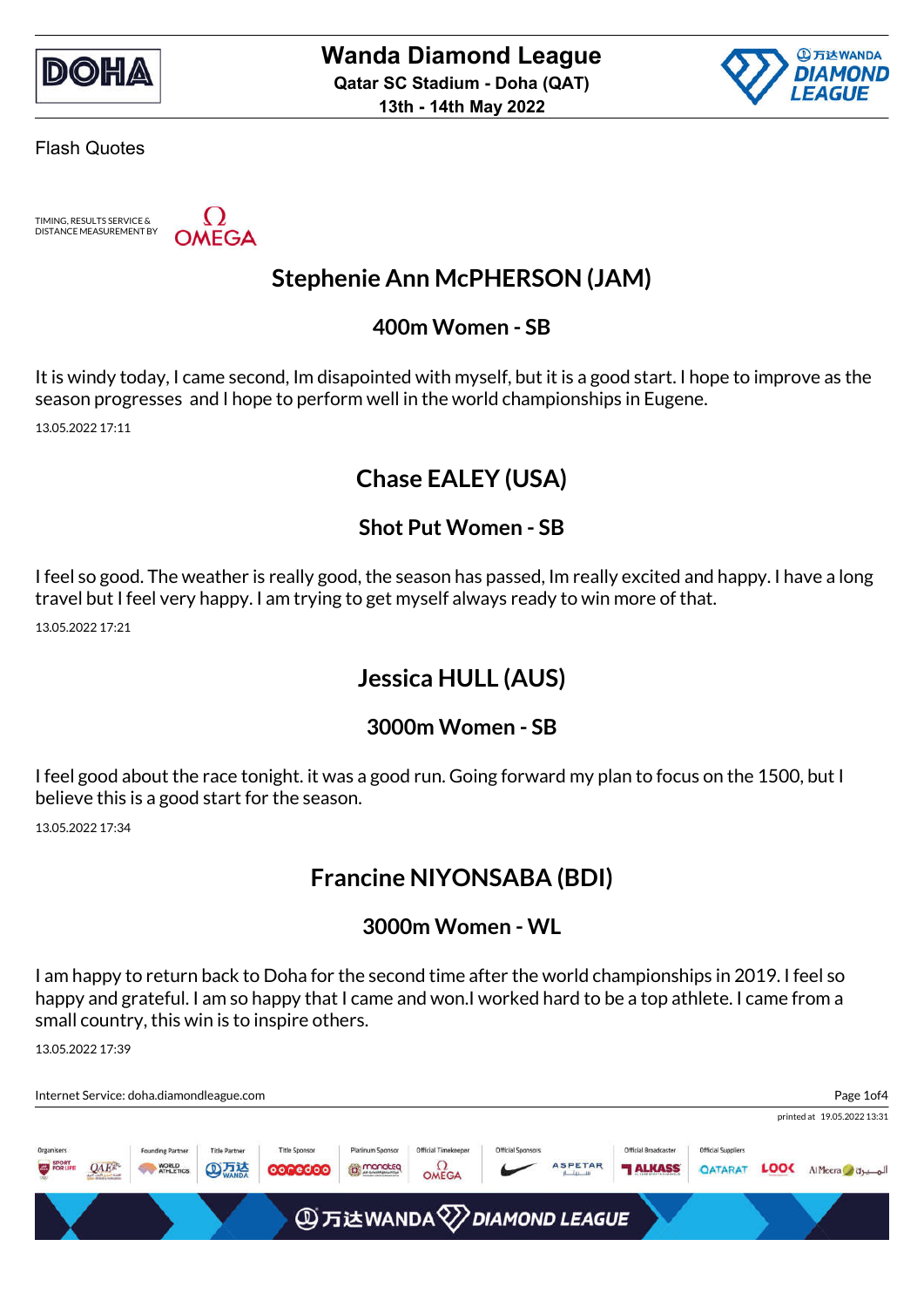# Wanda Diamond League

**Qatar SC Stadium - Doha (QAT)**

**13th - 14th May 2022**

Flash Quotes

TIMING, RESULTS SERVICE & DISTANCE MEASUREMENT BY OMEGA

## Stephenie Ann McPHERSON (JAM)

### 400m Women - SB

It is windy today, I came second, Im disapointed with myself, but it is a good start. I hope to improve as the season progresses and I hope to perform well in the world championships in Eugene.

13.05.2022 17:11

## Chase EALEY (USA)

### Shot Put Women - SB

I feel so good. The weather is really good, the season has passed, Im really excited and happy. I have a long travel but I feel very happy. I am trying to get myself always ready to win more of that.

13.05.2022 17:21

## Jessica HULL (AUS)

### 3000m Women - SB

I feel good about the race tonight. it was a good run. Going forward my plan to focus on the 1500, but I believe this is a good start for the season.

13.05.2022 17:34

## Francine NIYONSABA (BDI)

### 3000m Women - WL

I am happy to return back to Doha for the second time after the world championships in 2019. I feel so happy and grateful. I am so happy that I came and won.I worked hard to be a top athlete. I came from a small country, this win is to inspire others.

13.05.2022 17:39

Internet Service: doha.diamondleague.com

printed at 19.05.2022 13:31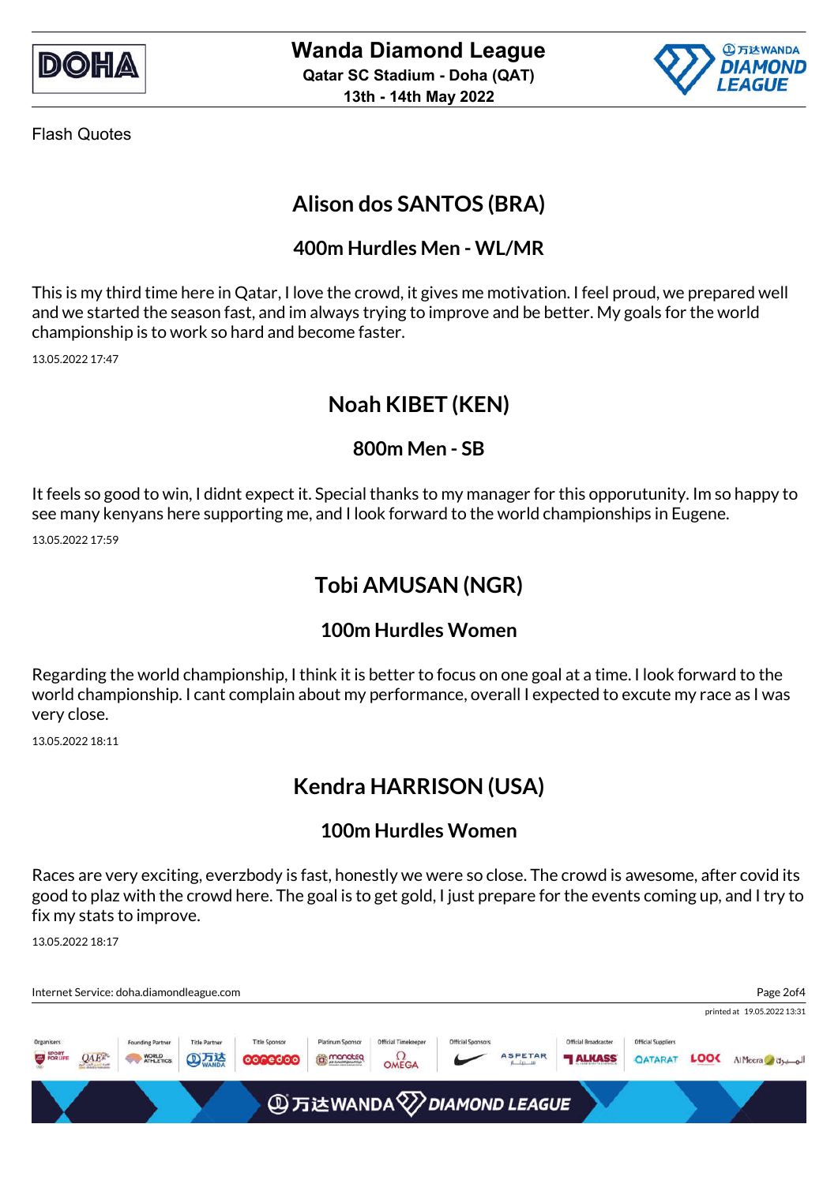Flash Quotes

## Alison dos SANTOS (BRA)

### 400m Hurdles Men - WL/MR

This is my third time here in Qatar, I love the crowd, it gives me motivation. I feel proud, we prepared well and we started the season fast, and im always trying to improve and be better. My goals for the world championship is to work so hard and become faster.

13.05.2022 17:47

## Noah KIBET (KEN)

### 800m Men - SB

It feels so good to win, I didnt expect it. Special thanks to my manager for this opporutunity. Im so happy to see many kenyans here supporting me, and I look forward to the world championships in Eugene.

13.05.2022 17:59

## Tobi AMUSAN (NGR)

### 100m Hurdles Women

Regarding the world championship, I think it is better to focus on one goal at a time. I look forward to the world championship. I cant complain about my performance, overall I expected to excute my race as I was very close.

13.05.2022 18:11

## Kendra HARRISON (USA)

### 100m Hurdles Women

Races are very exciting, everzbody is fast, honestly we were so close. The crowd is awesome, after covid its good to plaz with the crowd here. The goal is to get gold, I just prepare for the events coming up, and I try to fix my stats to improve.

13.05.2022 18:17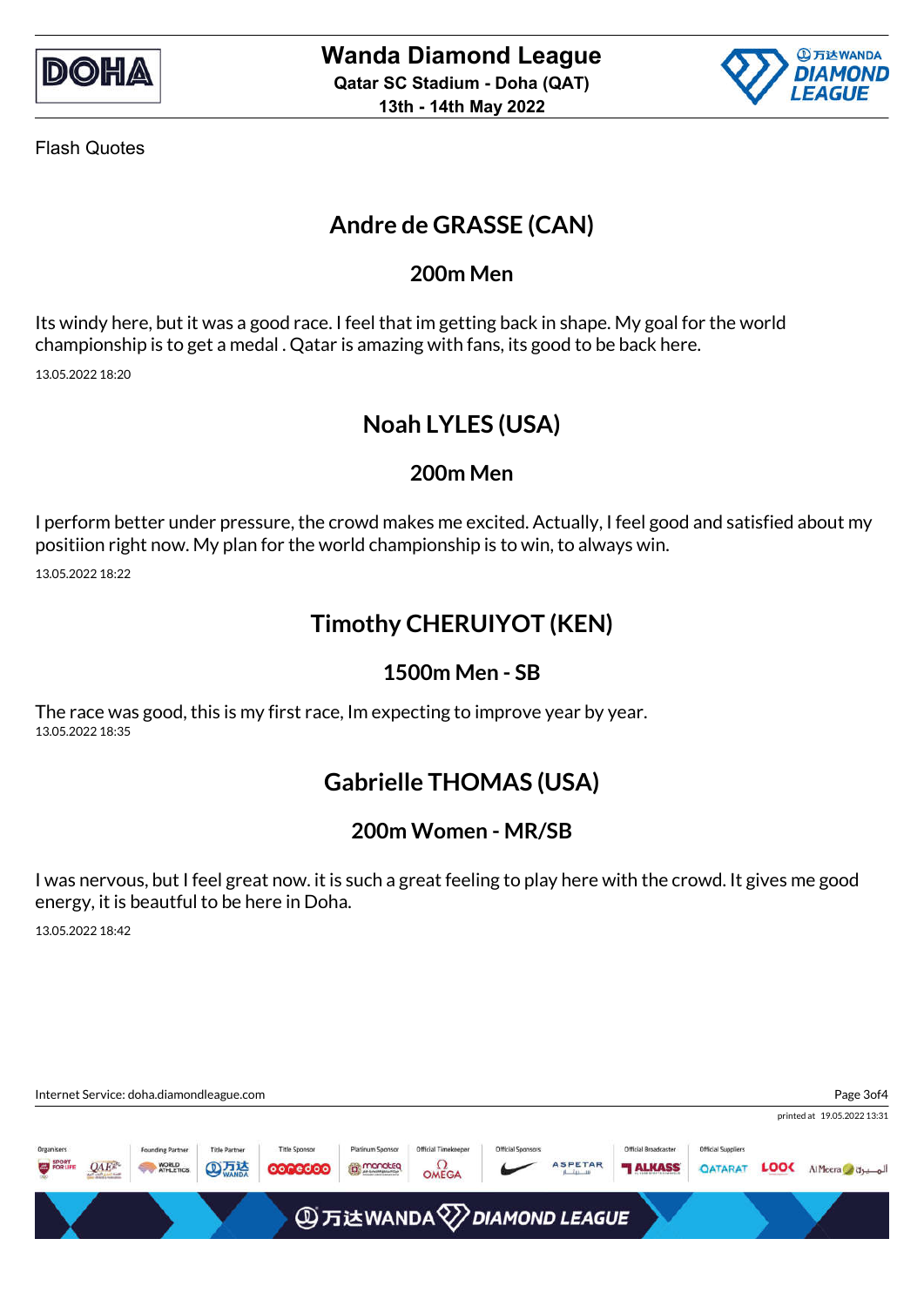Flash Quotes

## Andre de GRASSE (CAN)

### 200m Men

Its windy here, but it was a good race. I feel that im getting back in shape. My goal for the world championship is to get a medal . Qatar is amazing with fans, its good to be back here.

13.05.2022 18:20

## Noah LYLES (USA)

### 200m Men

I perform better under pressure, the crowd makes me excited. Actually, I feel good and satisfied about my positiion right now. My plan for the world championship is to win, to always win.

13.05.2022 18:22

## Timothy CHERUIYOT (KEN)

### 1500m Men - SB

The race was good, this is my first race, Im expecting to improve year by year.

13.05.2022 18:35

## Gabrielle THOMAS (USA)

### 200m Women - MR/SB

I was nervous, but I feel great now. it is such a great feeling to play here with the crowd. It gives me good energy, it is beautful to be here in Doha.

13.05.2022 18:42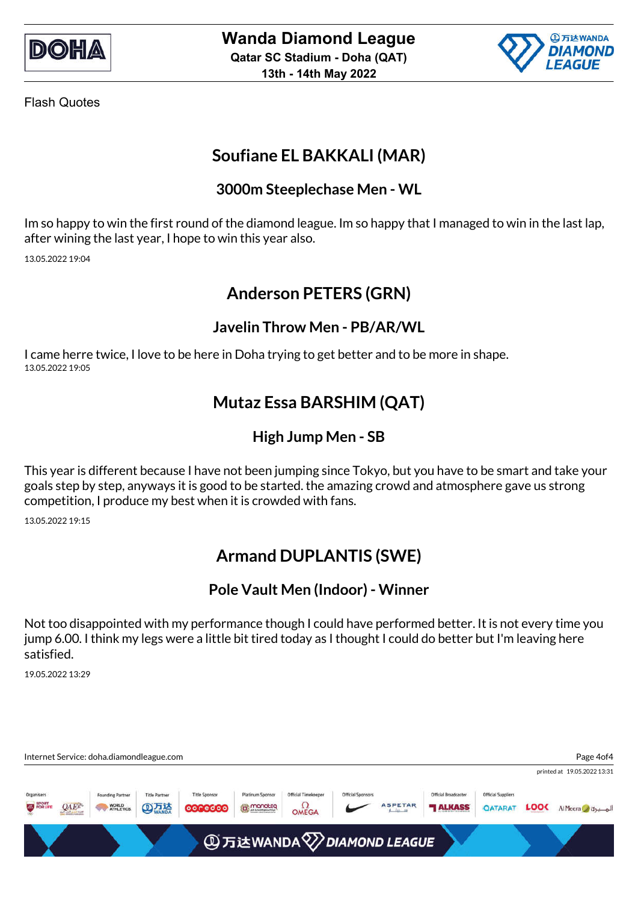Flash Quotes

## Soufiane EL BAKKALI (MAR)

### 3000m Steeplechase Men - WL

Im so happy to win the first round of the diamond league. Im so happy that I managed to win in the last lap, after wining the last year, I hope to win this year also.

13.05.2022 19:04

## Anderson PETERS (GRN)

### Javelin Throw Men - PB/AR/WL

I came herre twice, I love to be here in Doha trying to get better and to be more in shape.

13.05.2022 19:05

## Mutaz Essa BARSHIM (QAT)

### High Jump Men - SB

This year is different because I have not been jumping since Tokyo, but you have to be smart and take your goals step by step, anyways it is good to be started. the amazing crowd and atmosphere gave us strong competition, I produce my best when it is crowded with fans.

13.05.2022 19:15

## Armand DUPLANTIS (SWE)

### Pole Vault Men (Indoor) - Winner

Not too disappointed with my performance though I could have performed better. It is not every time you jump 6.00. I think my legs were a little bit tired today as I thought I could do better but I'm leaving here satisfied.

19.05.2022 13:29